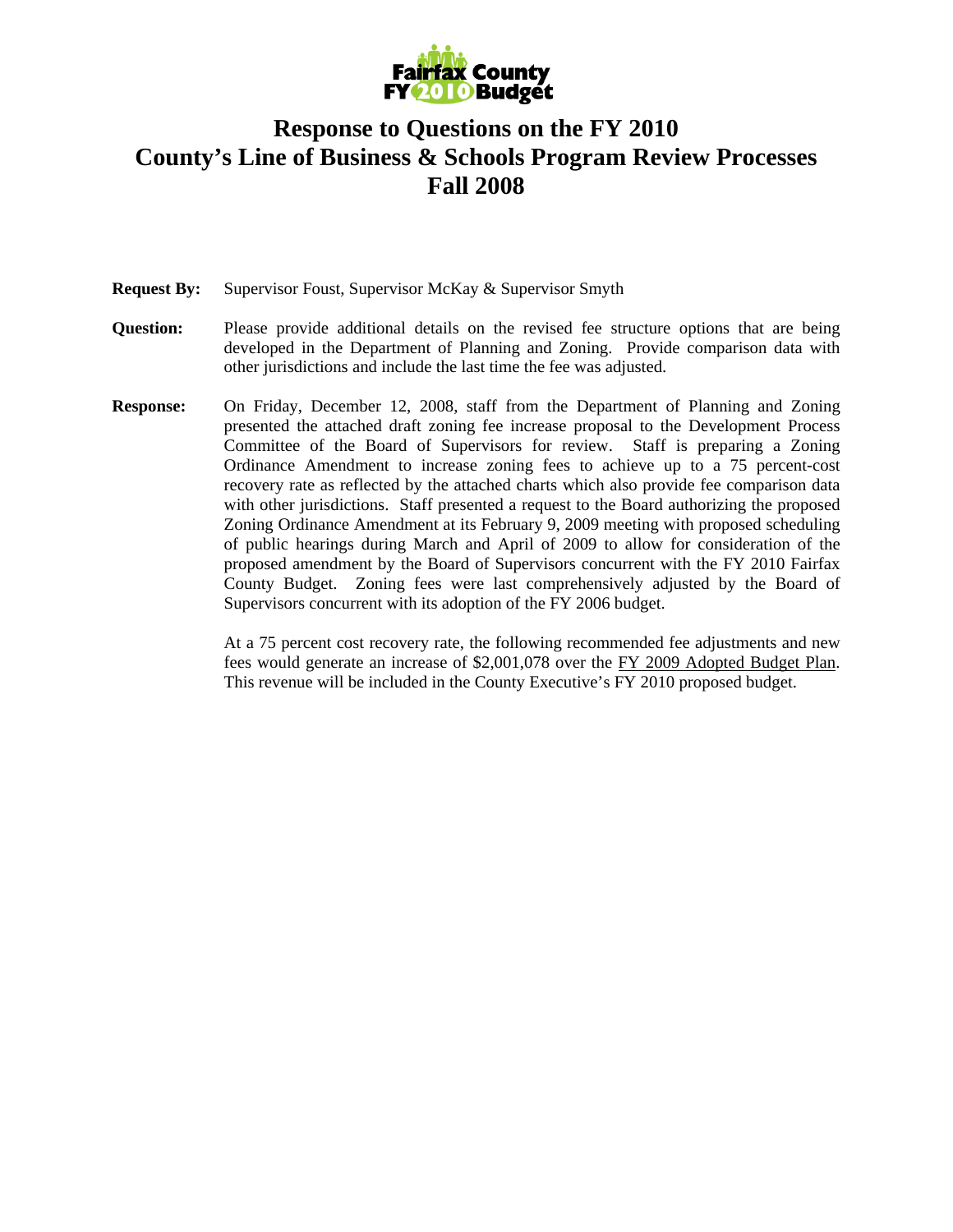Fairfax County FY 2010 Budget

# Response to Questions on the FY 2010 County's Line of Business & Schools Program Review Processes Fall 2008

**Request By:** Supervisor Foust, Supervisor McKay & Supervisor Smyth

**Question:** Please provide additional details on the revised fee structure options that are being developed in the Department of Planning and Zoning. Provide comparison data with other jurisdictions and include the last time the fee was adjusted.

**Response:** On Friday, December 12, 2008, staff from the Department of Planning and Zoning presented the attached draft zoning fee increase proposal to the Development Process Committee of the Board of Supervisors for review. Staff is preparing a Zoning Ordinance Amendment to increase zoning fees to achieve up to a 75 percent-cost recovery rate as reflected by the attached charts which also provide fee comparison data with other jurisdictions. Staff presented a request to the Board authorizing the proposed Zoning Ordinance Amendment at its February 9, 2009 meeting with proposed scheduling of public hearings during March and April of 2009 to allow for consideration of the proposed amendment by the Board of Supervisors concurrent with the FY 2010 Fairfax County Budget. Zoning fees were last comprehensively adjusted by the Board of Supervisors concurrent with its adoption of the FY 2006 budget.

At a 75 percent cost recovery rate, the following recommended fee adjustments and new fees would generate an increase of $2,001,078 over the FY 2009 Adopted Budget Plan. This revenue will be included in the County Executive's FY 2010 proposed budget.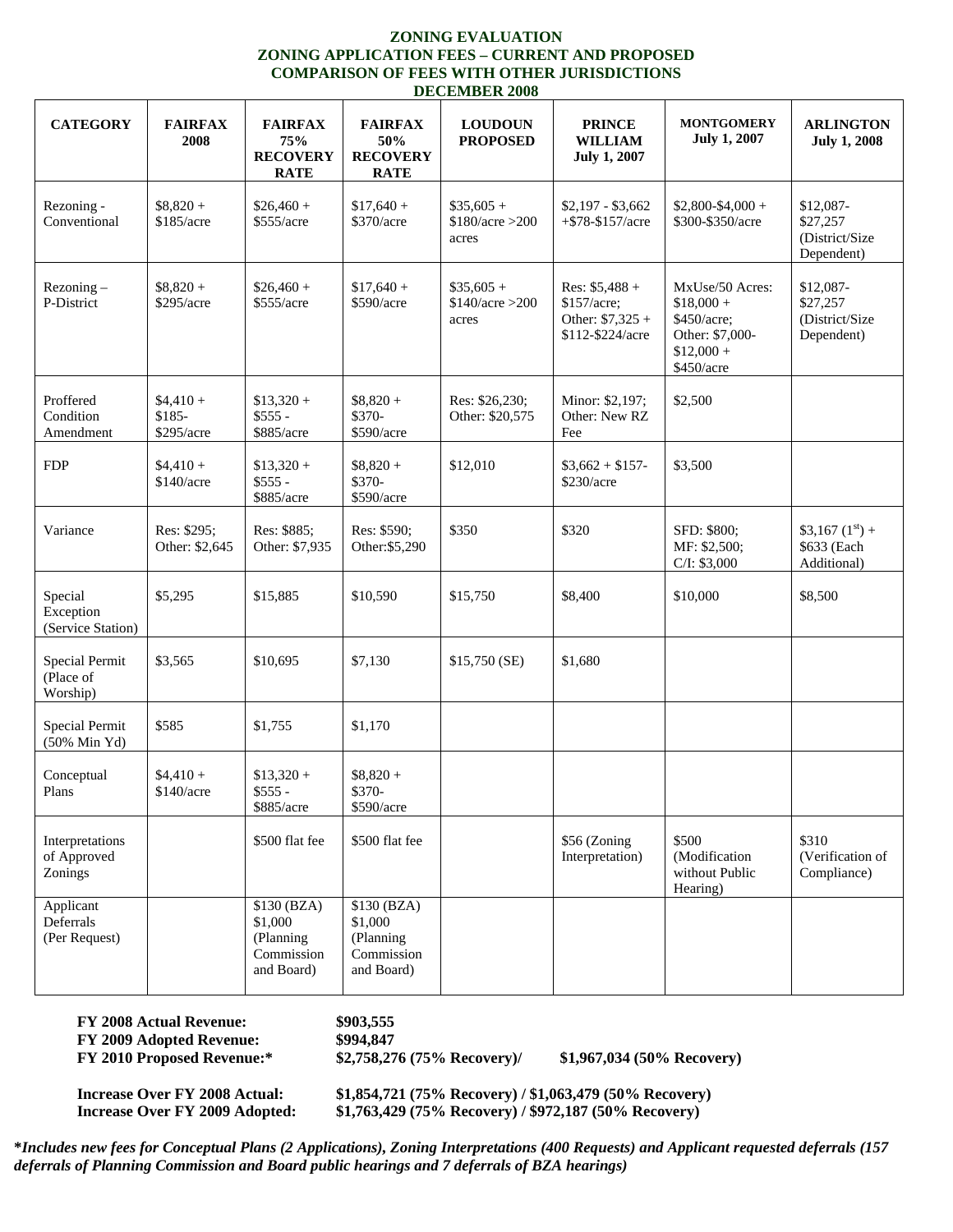# ZONING EVALUATION
## ZONING APPLICATION FEES – CURRENT AND PROPOSED
## COMPARISON OF FEES WITH OTHER JURISDICTIONS
## DECEMBER 2008

| CATEGORY | FAIRFAX 2008 | FAIRFAX 75% RECOVERY RATE | FAIRFAX 50% RECOVERY RATE | LOUDOUN PROPOSED | PRINCE WILLIAM July 1, 2007 | MONTGOMERY July 1, 2007 | ARLINGTON July 1, 2008 |
|---|---|---|---|---|---|---|---|
| Rezoning - Conventional | $8,820 + $185/acre | $26,460 + $555/acre | $17,640 + $370/acre | $35,605 + $180/acre >200 acres | $2,197 - $3,662 +$78-$157/acre | $2,800-$4,000 + $300-$350/acre | $12,087-$27,257 (District/Size Dependent) |
| Rezoning – P-District | $8,820 + $295/acre | $26,460 + $555/acre | $17,640 + $590/acre | $35,605 + $140/acre >200 acres | Res: $5,488 + $157/acre; Other: $7,325 + $112-$224/acre | MxUse/50 Acres: $18,000 + $450/acre; Other: $7,000-$12,000 + $450/acre | $12,087-$27,257 (District/Size Dependent) |
| Proffered Condition Amendment | $4,410 + $185-$295/acre | $13,320 + $555 - $885/acre | $8,820 + $370-$590/acre | Res: $26,230; Other: $20,575 | Minor: $2,197; Other: New RZ Fee | $2,500 | |
| FDP | $4,410 + $140/acre | $13,320 + $555 - $885/acre | $8,820 + $370-$590/acre | $12,010 | $3,662 + $157-$230/acre | $3,500 | |
| Variance | Res: $295; Other: $2,645 | Res: $885; Other: $7,935 | Res: $590; Other:$5,290 | $350 | $320 | SFD: $800; MF: $2,500; C/I: $3,000 | $3,167 (1st) + $633 (Each Additional) |
| Special Exception (Service Station) | $5,295 | $15,885 | $10,590 | $15,750 | $8,400 | $10,000 | $8,500 |
| Special Permit (Place of Worship) | $3,565 | $10,695 | $7,130 | $15,750 (SE) | $1,680 | | |
| Special Permit (50% Min Yd) | $585 | $1,755 | $1,170 | | | | |
| Conceptual Plans | $4,410 + $140/acre | $13,320 + $555 - $885/acre | $8,820 + $370-$590/acre | | | | |
| Interpretations of Approved Zonings | | $500 flat fee | $500 flat fee | | $56 (Zoning Interpretation) | $500 (Modification without Public Hearing) | $310 (Verification of Compliance) |
| Applicant Deferrals (Per Request) | | $130 (BZA) $1,000 (Planning Commission and Board) | $130 (BZA) $1,000 (Planning Commission and Board) | | | | |

**FY 2008 Actual Revenue:** **$903,555**
**FY 2009 Adopted Revenue:** **$994,847**
**FY 2010 Proposed Revenue:*** **$2,758,276 (75% Recovery)/ $1,967,034 (50% Recovery)**

**Increase Over FY 2008 Actual:** **$1,854,721 (75% Recovery) / $1,063,479 (50% Recovery)**
**Increase Over FY 2009 Adopted:** **$1,763,429 (75% Recovery) / $972,187 (50% Recovery)**

***Includes new fees for Conceptual Plans (2 Applications), Zoning Interpretations (400 Requests) and Applicant requested deferrals (157 deferrals of Planning Commission and Board public hearings and 7 deferrals of BZA hearings)***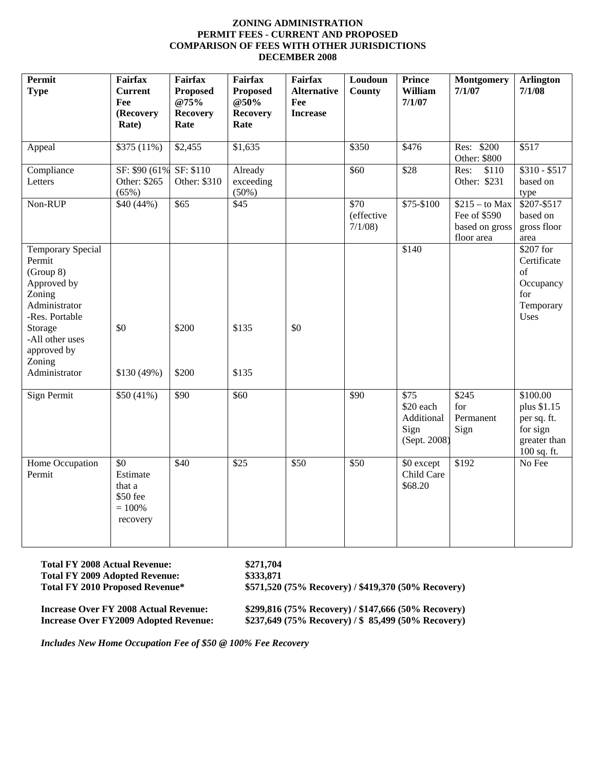**ZONING ADMINISTRATION**
**PERMIT FEES - CURRENT AND PROPOSED**
**COMPARISON OF FEES WITH OTHER JURISDICTIONS**
**DECEMBER 2008**

| Permit Type | Fairfax Current Fee (Recovery Rate) | Fairfax Proposed @75% Recovery Rate | Fairfax Proposed @50% Recovery Rate | Fairfax Alternative Fee Increase | Loudoun County | Prince William 7/1/07 | Montgomery 7/1/07 | Arlington 7/1/08 |
|---|---|---|---|---|---|---|---|---|
| Appeal | $375 (11%) | $2,455 | $1,635 | | $350 | $476 | Res: $200 Other: $800 | $517 |
| Compliance Letters | SF: $90 (61% Other: $265 (65%) | SF: $110 Other: $310 | Already exceeding (50%) | | $60 | $28 | Res: $110 Other: $231 | $310 - $517 based on type |
| Non-RUP | $40 (44%) | $65 | $45 | | $70 (effective 7/1/08) | $75-$100 | $215 – to Max Fee of $590 based on gross floor area | $207-$517 based on gross floor area |
| Temporary Special Permit (Group 8) Approved by Zoning Administrator -Res. Portable Storage -All other uses approved by Zoning Administrator | $0<br>$130 (49%) | $200<br>$200 | $135<br>$135 | $0 | | $140 | | $207 for Certificate of Occupancy for Temporary Uses |
| Sign Permit | $50 (41%) | $90 | $60 | | $90 | $75 $20 each Additional Sign (Sept. 2008) | $245 for Permanent Sign | $100.00 plus $1.15 per sq. ft. for sign greater than 100 sq. ft. |
| Home Occupation Permit | $0 Estimate that a $50 fee = 100% recovery | $40 | $25 | $50 | $50 | $0 except Child Care $68.20 | $192 | No Fee |

**Total FY 2008 Actual Revenue:** **$271,704**
**Total FY 2009 Adopted Revenue:** **$333,871**
**Total FY 2010 Proposed Revenue*** **$571,520 (75% Recovery) / $419,370 (50% Recovery)**

**Increase Over FY 2008 Actual Revenue:** **$299,816 (75% Recovery) / $147,666 (50% Recovery)**
**Increase Over FY2009 Adopted Revenue:** **$237,649 (75% Recovery) / $ 85,499 (50% Recovery)**

***Includes New Home Occupation Fee of $50 @ 100% Fee Recovery***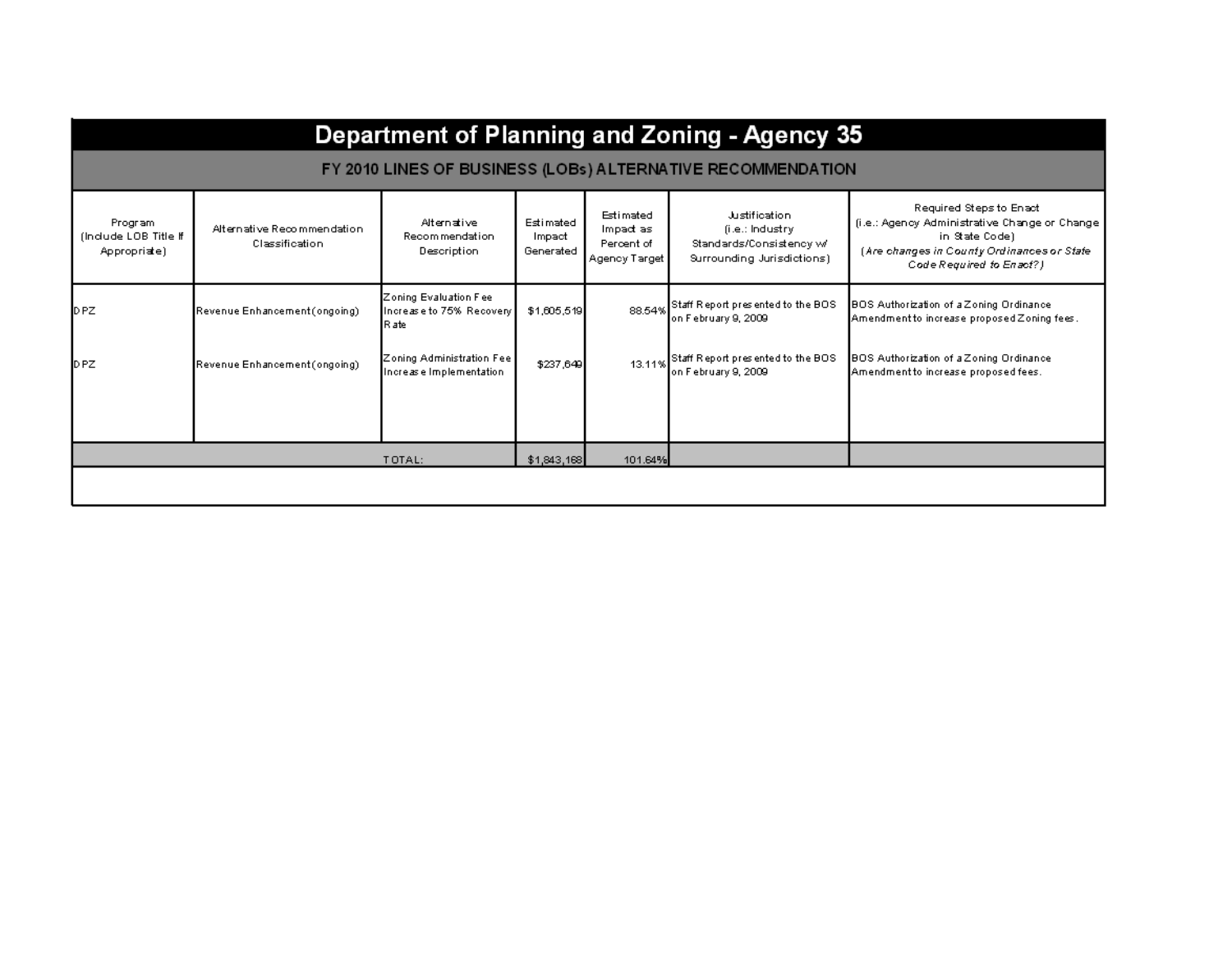# Department of Planning and Zoning - Agency 35

## FY 2010 LINES OF BUSINESS (LOBs) ALTERNATIVE RECOMMENDATION

| Program (Include LOB Title If Appropriate) | Alternative Recommendation Classification | Alternative Recommendation Description | Estimated Impact Generated | Estimated Impact as Percent of Agency Target | Justification (i.e.: Industry Standards/Consistency w/ Surrounding Jurisdictions) | Required Steps to Enact (i.e.: Agency Administrative Change or Change in State Code) *(Are changes in County Ordinances or State Code Required to Enact?)* |
|---|---|---|---|---|---|---|
| DPZ | Revenue Enhancement (ongoing) | Zoning Evaluation Fee Increase to 75% Recovery Rate | $1,605,519 | 88.54% | Staff Report presented to the BOS on February 9, 2009 | BOS Authorization of a Zoning Ordinance Amendment to increase proposed Zoning fees. |
| DPZ | Revenue Enhancement (ongoing) | Zoning Administration Fee Increase Implementation | $237,649 | 13.11% | Staff Report presented to the BOS on February 9, 2009 | BOS Authorization of a Zoning Ordinance Amendment to increase proposed fees. |
| | | TOTAL: | $1,843,168 | 101.64% | | |